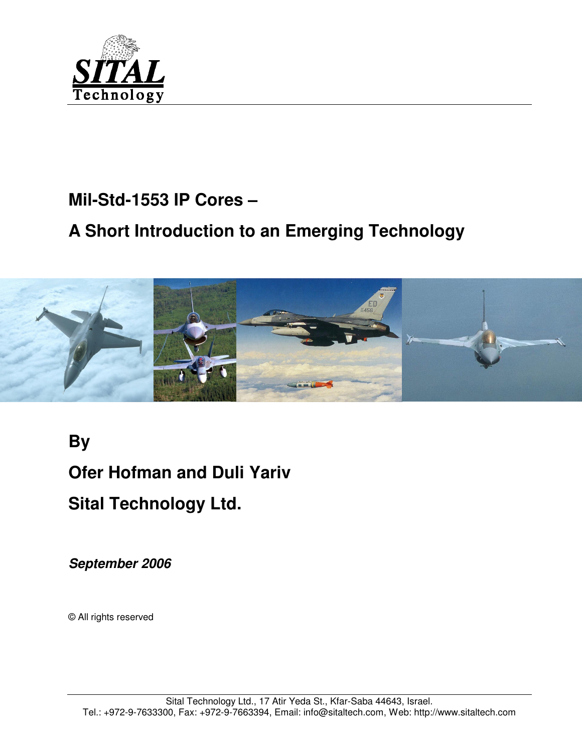SITAL Technology

# Mil-Std-1553 IP Cores –

# A Short Introduction to an Emerging Technology

**By**

**Ofer Hofman and Duli Yariv**

**Sital Technology Ltd.**

***September 2006***

© All rights reserved

Sital Technology Ltd., 17 Atir Yeda St., Kfar-Saba 44643, Israel.
Tel.: +972-9-7633300, Fax: +972-9-7663394, Email: info@sitaltech.com, Web: http://www.sitaltech.com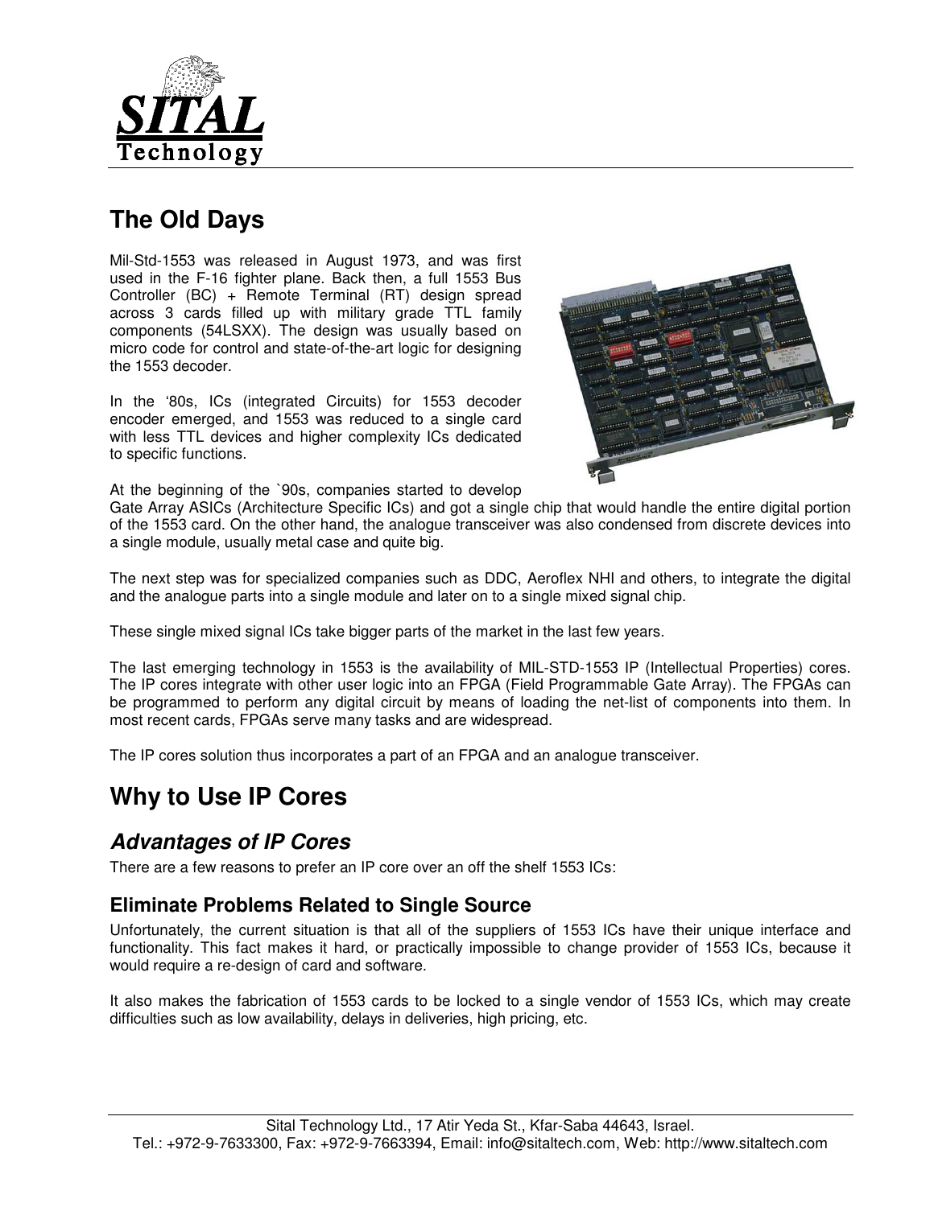# The Old Days

Mil-Std-1553 was released in August 1973, and was first used in the F-16 fighter plane. Back then, a full 1553 Bus Controller (BC) + Remote Terminal (RT) design spread across 3 cards filled up with military grade TTL family components (54LSXX). The design was usually based on micro code for control and state-of-the-art logic for designing the 1553 decoder.

In the '80s, ICs (integrated Circuits) for 1553 decoder encoder emerged, and 1553 was reduced to a single card with less TTL devices and higher complexity ICs dedicated to specific functions.

At the beginning of the `90s, companies started to develop Gate Array ASICs (Architecture Specific ICs) and got a single chip that would handle the entire digital portion of the 1553 card. On the other hand, the analogue transceiver was also condensed from discrete devices into a single module, usually metal case and quite big.

The next step was for specialized companies such as DDC, Aeroflex NHI and others, to integrate the digital and the analogue parts into a single module and later on to a single mixed signal chip.

These single mixed signal ICs take bigger parts of the market in the last few years.

The last emerging technology in 1553 is the availability of MIL-STD-1553 IP (Intellectual Properties) cores. The IP cores integrate with other user logic into an FPGA (Field Programmable Gate Array). The FPGAs can be programmed to perform any digital circuit by means of loading the net-list of components into them. In most recent cards, FPGAs serve many tasks and are widespread.

The IP cores solution thus incorporates a part of an FPGA and an analogue transceiver.

# Why to Use IP Cores

## *Advantages of IP Cores*

There are a few reasons to prefer an IP core over an off the shelf 1553 ICs:

### Eliminate Problems Related to Single Source

Unfortunately, the current situation is that all of the suppliers of 1553 ICs have their unique interface and functionality. This fact makes it hard, or practically impossible to change provider of 1553 ICs, because it would require a re-design of card and software.

It also makes the fabrication of 1553 cards to be locked to a single vendor of 1553 ICs, which may create difficulties such as low availability, delays in deliveries, high pricing, etc.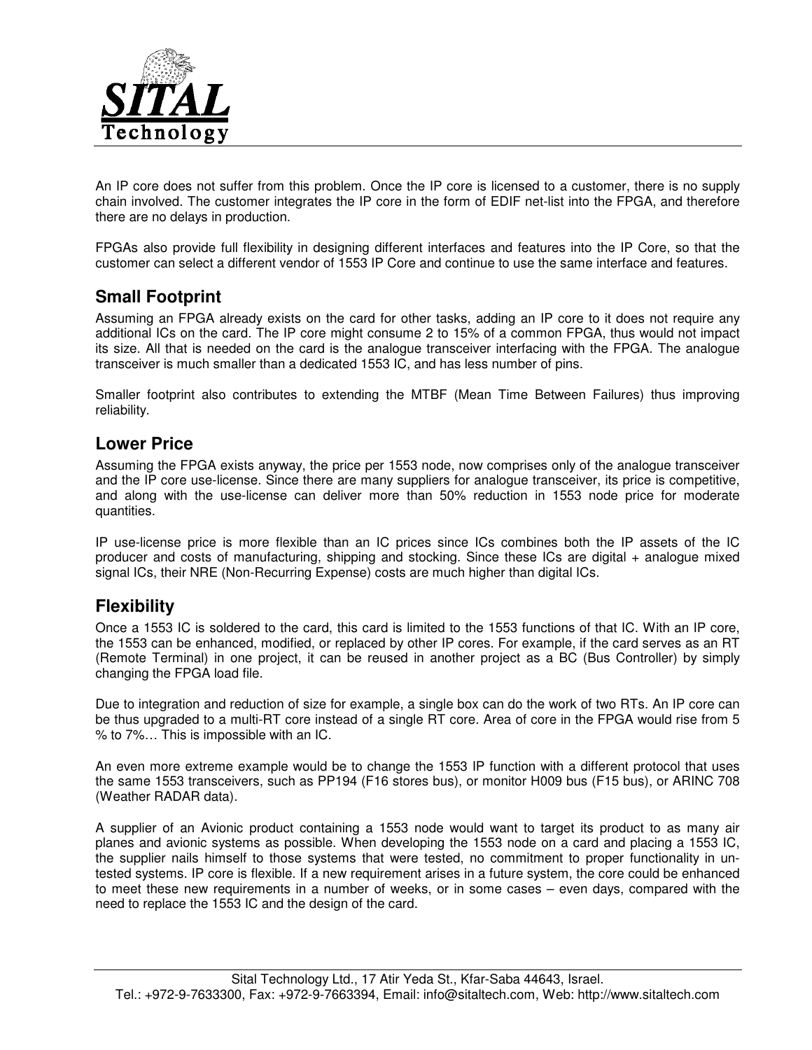An IP core does not suffer from this problem. Once the IP core is licensed to a customer, there is no supply chain involved. The customer integrates the IP core in the form of EDIF net-list into the FPGA, and therefore there are no delays in production.

FPGAs also provide full flexibility in designing different interfaces and features into the IP Core, so that the customer can select a different vendor of 1553 IP Core and continue to use the same interface and features.

## Small Footprint

Assuming an FPGA already exists on the card for other tasks, adding an IP core to it does not require any additional ICs on the card. The IP core might consume 2 to 15% of a common FPGA, thus would not impact its size. All that is needed on the card is the analogue transceiver interfacing with the FPGA. The analogue transceiver is much smaller than a dedicated 1553 IC, and has less number of pins.

Smaller footprint also contributes to extending the MTBF (Mean Time Between Failures) thus improving reliability.

## Lower Price

Assuming the FPGA exists anyway, the price per 1553 node, now comprises only of the analogue transceiver and the IP core use-license. Since there are many suppliers for analogue transceiver, its price is competitive, and along with the use-license can deliver more than 50% reduction in 1553 node price for moderate quantities.

IP use-license price is more flexible than an IC prices since ICs combines both the IP assets of the IC producer and costs of manufacturing, shipping and stocking. Since these ICs are digital + analogue mixed signal ICs, their NRE (Non-Recurring Expense) costs are much higher than digital ICs.

## Flexibility

Once a 1553 IC is soldered to the card, this card is limited to the 1553 functions of that IC. With an IP core, the 1553 can be enhanced, modified, or replaced by other IP cores. For example, if the card serves as an RT (Remote Terminal) in one project, it can be reused in another project as a BC (Bus Controller) by simply changing the FPGA load file.

Due to integration and reduction of size for example, a single box can do the work of two RTs. An IP core can be thus upgraded to a multi-RT core instead of a single RT core. Area of core in the FPGA would rise from 5 % to 7%… This is impossible with an IC.

An even more extreme example would be to change the 1553 IP function with a different protocol that uses the same 1553 transceivers, such as PP194 (F16 stores bus), or monitor H009 bus (F15 bus), or ARINC 708 (Weather RADAR data).

A supplier of an Avionic product containing a 1553 node would want to target its product to as many air planes and avionic systems as possible. When developing the 1553 node on a card and placing a 1553 IC, the supplier nails himself to those systems that were tested, no commitment to proper functionality in un-tested systems. IP core is flexible. If a new requirement arises in a future system, the core could be enhanced to meet these new requirements in a number of weeks, or in some cases – even days, compared with the need to replace the 1553 IC and the design of the card.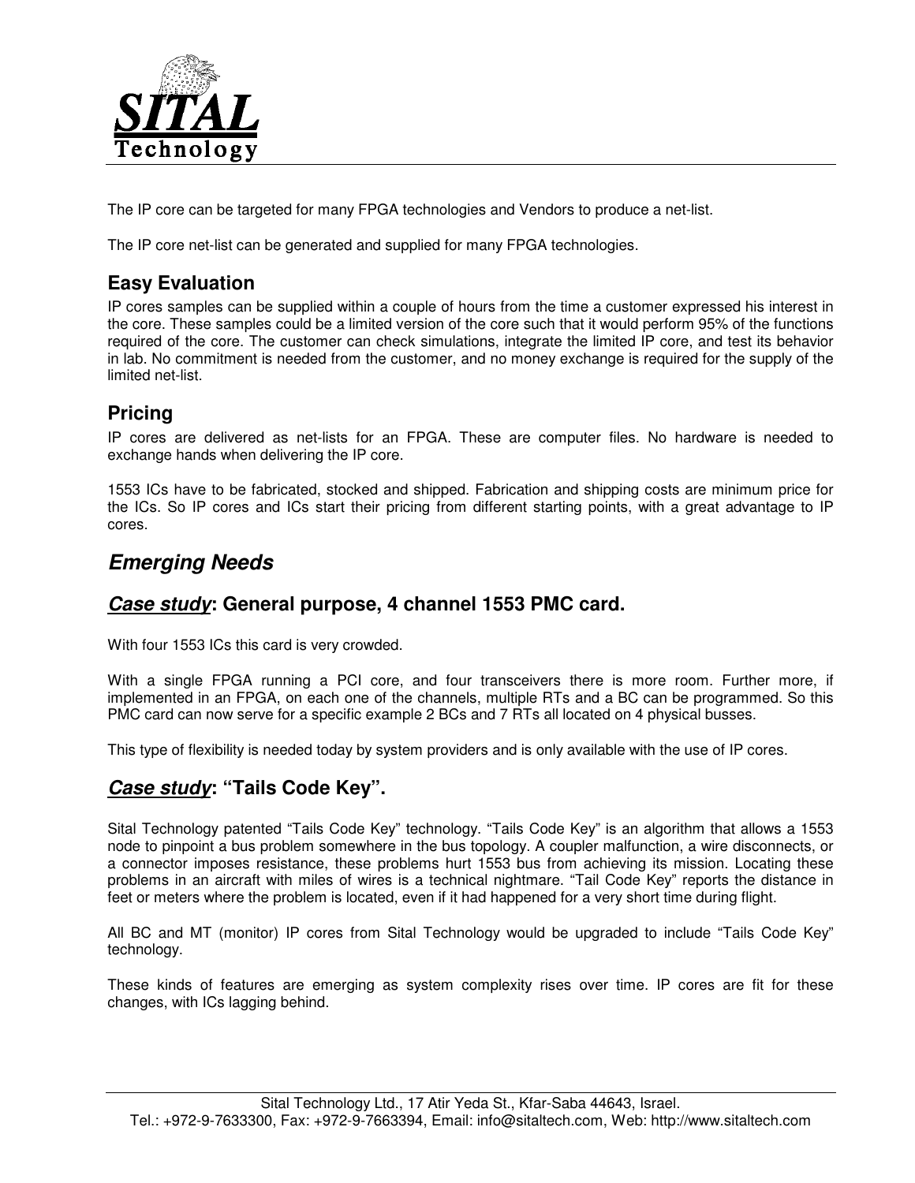The IP core can be targeted for many FPGA technologies and Vendors to produce a net-list.

The IP core net-list can be generated and supplied for many FPGA technologies.

### Easy Evaluation

IP cores samples can be supplied within a couple of hours from the time a customer expressed his interest in the core. These samples could be a limited version of the core such that it would perform 95% of the functions required of the core. The customer can check simulations, integrate the limited IP core, and test its behavior in lab. No commitment is needed from the customer, and no money exchange is required for the supply of the limited net-list.

### Pricing

IP cores are delivered as net-lists for an FPGA. These are computer files. No hardware is needed to exchange hands when delivering the IP core.

1553 ICs have to be fabricated, stocked and shipped. Fabrication and shipping costs are minimum price for the ICs. So IP cores and ICs start their pricing from different starting points, with a great advantage to IP cores.

## *Emerging Needs*

### ***Case study***: General purpose, 4 channel 1553 PMC card.

With four 1553 ICs this card is very crowded.

With a single FPGA running a PCI core, and four transceivers there is more room. Further more, if implemented in an FPGA, on each one of the channels, multiple RTs and a BC can be programmed. So this PMC card can now serve for a specific example 2 BCs and 7 RTs all located on 4 physical busses.

This type of flexibility is needed today by system providers and is only available with the use of IP cores.

### ***Case study***: "Tails Code Key".

Sital Technology patented "Tails Code Key" technology. "Tails Code Key" is an algorithm that allows a 1553 node to pinpoint a bus problem somewhere in the bus topology. A coupler malfunction, a wire disconnects, or a connector imposes resistance, these problems hurt 1553 bus from achieving its mission. Locating these problems in an aircraft with miles of wires is a technical nightmare. "Tail Code Key" reports the distance in feet or meters where the problem is located, even if it had happened for a very short time during flight.

All BC and MT (monitor) IP cores from Sital Technology would be upgraded to include "Tails Code Key" technology.

These kinds of features are emerging as system complexity rises over time. IP cores are fit for these changes, with ICs lagging behind.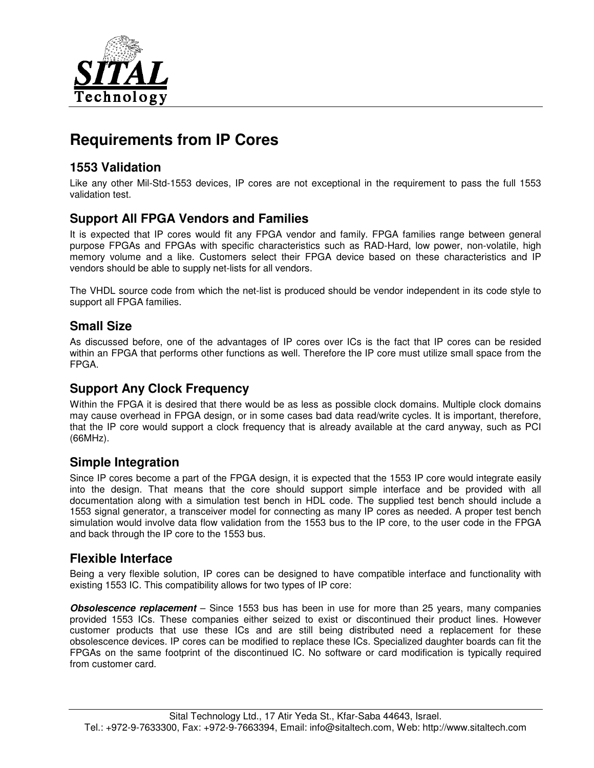# Requirements from IP Cores

## 1553 Validation

Like any other Mil-Std-1553 devices, IP cores are not exceptional in the requirement to pass the full 1553 validation test.

## Support All FPGA Vendors and Families

It is expected that IP cores would fit any FPGA vendor and family. FPGA families range between general purpose FPGAs and FPGAs with specific characteristics such as RAD-Hard, low power, non-volatile, high memory volume and a like. Customers select their FPGA device based on these characteristics and IP vendors should be able to supply net-lists for all vendors.

The VHDL source code from which the net-list is produced should be vendor independent in its code style to support all FPGA families.

## Small Size

As discussed before, one of the advantages of IP cores over ICs is the fact that IP cores can be resided within an FPGA that performs other functions as well. Therefore the IP core must utilize small space from the FPGA.

## Support Any Clock Frequency

Within the FPGA it is desired that there would be as less as possible clock domains. Multiple clock domains may cause overhead in FPGA design, or in some cases bad data read/write cycles. It is important, therefore, that the IP core would support a clock frequency that is already available at the card anyway, such as PCI (66MHz).

## Simple Integration

Since IP cores become a part of the FPGA design, it is expected that the 1553 IP core would integrate easily into the design. That means that the core should support simple interface and be provided with all documentation along with a simulation test bench in HDL code. The supplied test bench should include a 1553 signal generator, a transceiver model for connecting as many IP cores as needed. A proper test bench simulation would involve data flow validation from the 1553 bus to the IP core, to the user code in the FPGA and back through the IP core to the 1553 bus.

## Flexible Interface

Being a very flexible solution, IP cores can be designed to have compatible interface and functionality with existing 1553 IC. This compatibility allows for two types of IP core:

***Obsolescence replacement*** – Since 1553 bus has been in use for more than 25 years, many companies provided 1553 ICs. These companies either seized to exist or discontinued their product lines. However customer products that use these ICs and are still being distributed need a replacement for these obsolescence devices. IP cores can be modified to replace these ICs. Specialized daughter boards can fit the FPGAs on the same footprint of the discontinued IC. No software or card modification is typically required from customer card.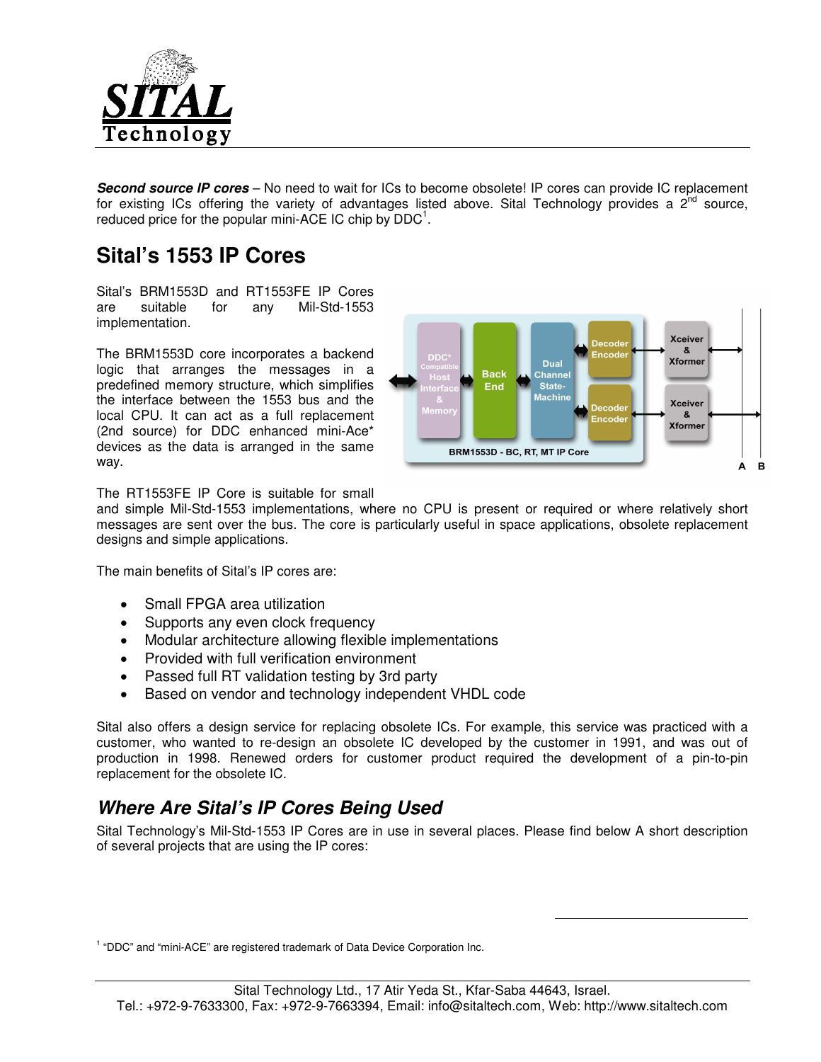***Second source IP cores*** – No need to wait for ICs to become obsolete! IP cores can provide IC replacement for existing ICs offering the variety of advantages listed above. Sital Technology provides a 2nd source, reduced price for the popular mini-ACE IC chip by DDC[1].

# Sital's 1553 IP Cores

Sital's BRM1553D and RT1553FE IP Cores are suitable for any Mil-Std-1553 implementation.

The BRM1553D core incorporates a backend logic that arranges the messages in a predefined memory structure, which simplifies the interface between the 1553 bus and the local CPU. It can act as a full replacement (2nd source) for DDC enhanced mini-Ace* devices as the data is arranged in the same way.

The RT1553FE IP Core is suitable for small and simple Mil-Std-1553 implementations, where no CPU is present or required or where relatively short messages are sent over the bus. The core is particularly useful in space applications, obsolete replacement designs and simple applications.

The main benefits of Sital's IP cores are:

- Small FPGA area utilization
- Supports any even clock frequency
- Modular architecture allowing flexible implementations
- Provided with full verification environment
- Passed full RT validation testing by 3rd party
- Based on vendor and technology independent VHDL code

Sital also offers a design service for replacing obsolete ICs. For example, this service was practiced with a customer, who wanted to re-design an obsolete IC developed by the customer in 1991, and was out of production in 1998. Renewed orders for customer product required the development of a pin-to-pin replacement for the obsolete IC.

## *Where Are Sital's IP Cores Being Used*

Sital Technology's Mil-Std-1553 IP Cores are in use in several places. Please find below A short description of several projects that are using the IP cores:

[1] "DDC" and "mini-ACE" are registered trademark of Data Device Corporation Inc.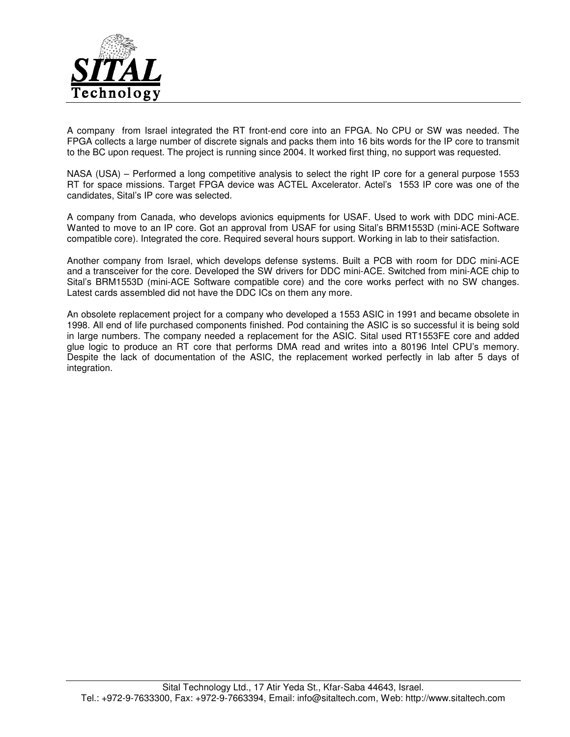A company from Israel integrated the RT front-end core into an FPGA. No CPU or SW was needed. The FPGA collects a large number of discrete signals and packs them into 16 bits words for the IP core to transmit to the BC upon request. The project is running since 2004. It worked first thing, no support was requested.

NASA (USA) – Performed a long competitive analysis to select the right IP core for a general purpose 1553 RT for space missions. Target FPGA device was ACTEL Axcelerator. Actel's 1553 IP core was one of the candidates, Sital's IP core was selected.

A company from Canada, who develops avionics equipments for USAF. Used to work with DDC mini-ACE. Wanted to move to an IP core. Got an approval from USAF for using Sital's BRM1553D (mini-ACE Software compatible core). Integrated the core. Required several hours support. Working in lab to their satisfaction.

Another company from Israel, which develops defense systems. Built a PCB with room for DDC mini-ACE and a transceiver for the core. Developed the SW drivers for DDC mini-ACE. Switched from mini-ACE chip to Sital's BRM1553D (mini-ACE Software compatible core) and the core works perfect with no SW changes. Latest cards assembled did not have the DDC ICs on them any more.

An obsolete replacement project for a company who developed a 1553 ASIC in 1991 and became obsolete in 1998. All end of life purchased components finished. Pod containing the ASIC is so successful it is being sold in large numbers. The company needed a replacement for the ASIC. Sital used RT1553FE core and added glue logic to produce an RT core that performs DMA read and writes into a 80196 Intel CPU's memory. Despite the lack of documentation of the ASIC, the replacement worked perfectly in lab after 5 days of integration.